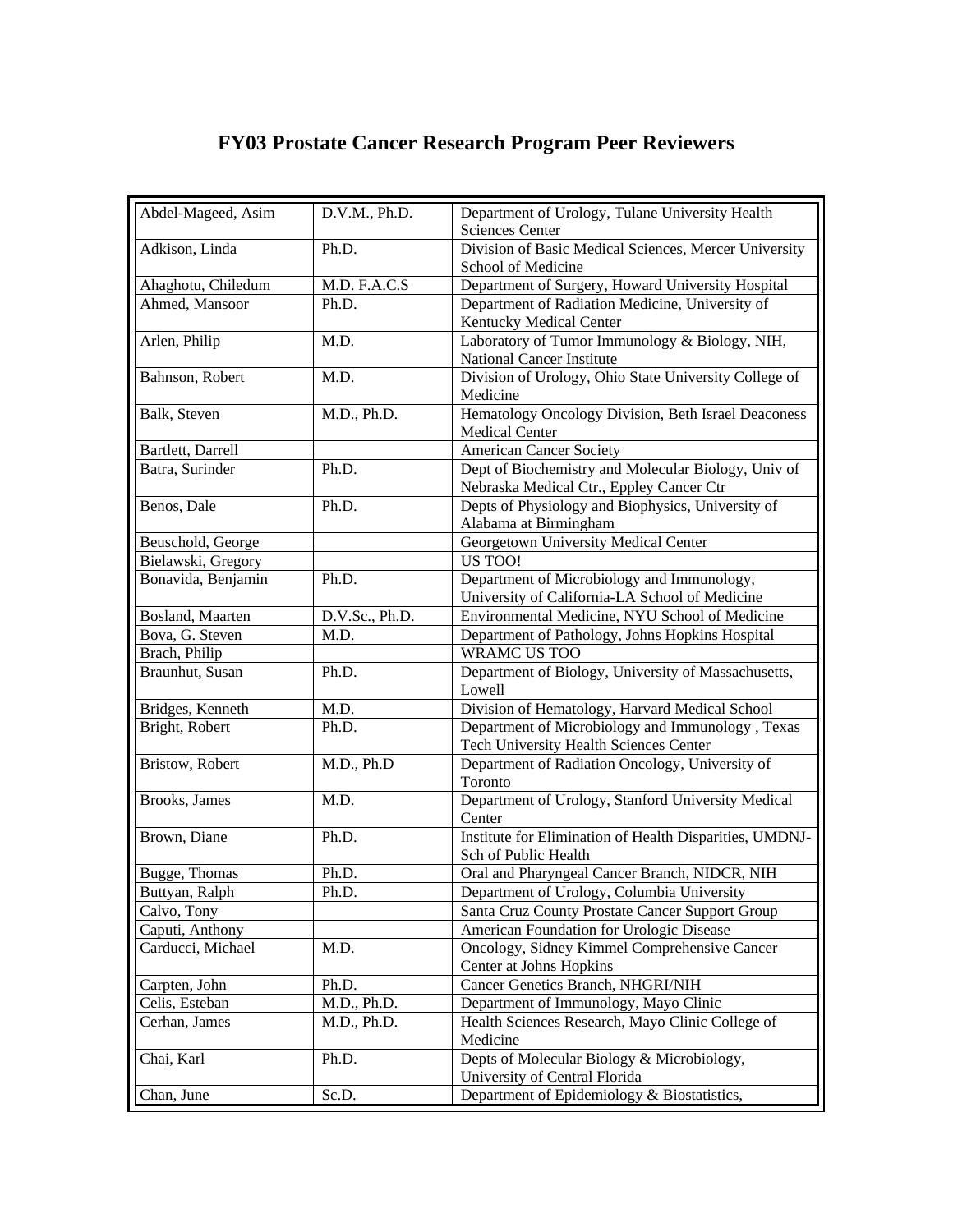# FY03 Prostate Cancer Research Program Peer Reviewers

| | | |
|---|---|---|
| Abdel-Mageed, Asim | D.V.M., Ph.D. | Department of Urology, Tulane University Health Sciences Center |
| Adkison, Linda | Ph.D. | Division of Basic Medical Sciences, Mercer University School of Medicine |
| Ahaghotu, Chiledum | M.D. F.A.C.S | Department of Surgery, Howard University Hospital |
| Ahmed, Mansoor | Ph.D. | Department of Radiation Medicine, University of Kentucky Medical Center |
| Arlen, Philip | M.D. | Laboratory of Tumor Immunology & Biology, NIH, National Cancer Institute |
| Bahnson, Robert | M.D. | Division of Urology, Ohio State University College of Medicine |
| Balk, Steven | M.D., Ph.D. | Hematology Oncology Division, Beth Israel Deaconess Medical Center |
| Bartlett, Darrell | | American Cancer Society |
| Batra, Surinder | Ph.D. | Dept of Biochemistry and Molecular Biology, Univ of Nebraska Medical Ctr., Eppley Cancer Ctr |
| Benos, Dale | Ph.D. | Depts of Physiology and Biophysics, University of Alabama at Birmingham |
| Beuschold, George | | Georgetown University Medical Center |
| Bielawski, Gregory | | US TOO! |
| Bonavida, Benjamin | Ph.D. | Department of Microbiology and Immunology, University of California-LA School of Medicine |
| Bosland, Maarten | D.V.Sc., Ph.D. | Environmental Medicine, NYU School of Medicine |
| Bova, G. Steven | M.D. | Department of Pathology, Johns Hopkins Hospital |
| Brach, Philip | | WRAMC US TOO |
| Braunhut, Susan | Ph.D. | Department of Biology, University of Massachusetts, Lowell |
| Bridges, Kenneth | M.D. | Division of Hematology, Harvard Medical School |
| Bright, Robert | Ph.D. | Department of Microbiology and Immunology , Texas Tech University Health Sciences Center |
| Bristow, Robert | M.D., Ph.D | Department of Radiation Oncology, University of Toronto |
| Brooks, James | M.D. | Department of Urology, Stanford University Medical Center |
| Brown, Diane | Ph.D. | Institute for Elimination of Health Disparities, UMDNJ-Sch of Public Health |
| Bugge, Thomas | Ph.D. | Oral and Pharyngeal Cancer Branch, NIDCR, NIH |
| Buttyan, Ralph | Ph.D. | Department of Urology, Columbia University |
| Calvo, Tony | | Santa Cruz County Prostate Cancer Support Group |
| Caputi, Anthony | | American Foundation for Urologic Disease |
| Carducci, Michael | M.D. | Oncology, Sidney Kimmel Comprehensive Cancer Center at Johns Hopkins |
| Carpten, John | Ph.D. | Cancer Genetics Branch, NHGRI/NIH |
| Celis, Esteban | M.D., Ph.D. | Department of Immunology, Mayo Clinic |
| Cerhan, James | M.D., Ph.D. | Health Sciences Research, Mayo Clinic College of Medicine |
| Chai, Karl | Ph.D. | Depts of Molecular Biology & Microbiology, University of Central Florida |
| Chan, June | Sc.D. | Department of Epidemiology & Biostatistics, |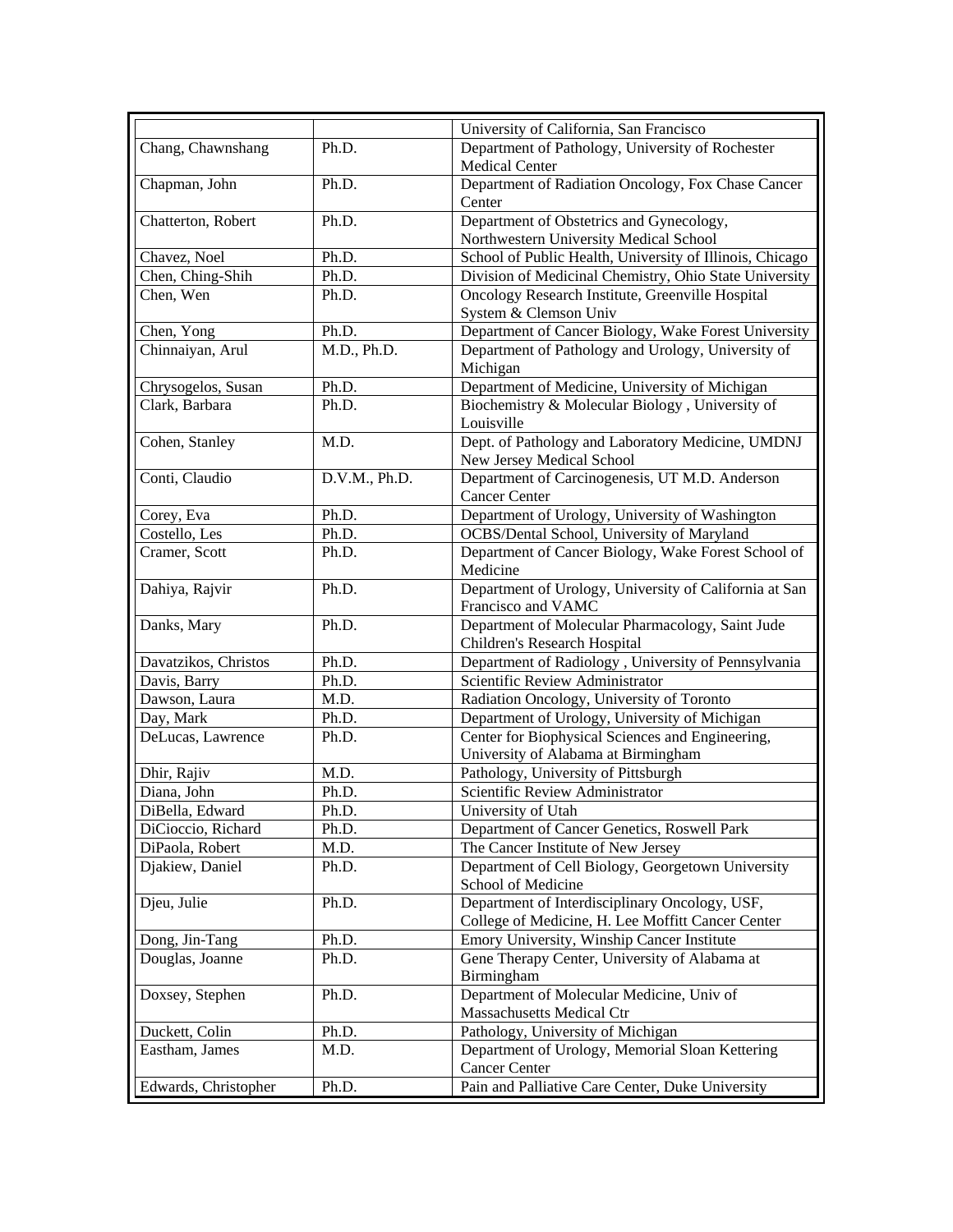| | | |
|---|---|---|
| | | University of California, San Francisco |
| Chang, Chawnshang | Ph.D. | Department of Pathology, University of Rochester Medical Center |
| Chapman, John | Ph.D. | Department of Radiation Oncology, Fox Chase Cancer Center |
| Chatterton, Robert | Ph.D. | Department of Obstetrics and Gynecology, Northwestern University Medical School |
| Chavez, Noel | Ph.D. | School of Public Health, University of Illinois, Chicago |
| Chen, Ching-Shih | Ph.D. | Division of Medicinal Chemistry, Ohio State University |
| Chen, Wen | Ph.D. | Oncology Research Institute, Greenville Hospital System & Clemson Univ |
| Chen, Yong | Ph.D. | Department of Cancer Biology, Wake Forest University |
| Chinnaiyan, Arul | M.D., Ph.D. | Department of Pathology and Urology, University of Michigan |
| Chrysogelos, Susan | Ph.D. | Department of Medicine, University of Michigan |
| Clark, Barbara | Ph.D. | Biochemistry & Molecular Biology , University of Louisville |
| Cohen, Stanley | M.D. | Dept. of Pathology and Laboratory Medicine, UMDNJ New Jersey Medical School |
| Conti, Claudio | D.V.M., Ph.D. | Department of Carcinogenesis, UT M.D. Anderson Cancer Center |
| Corey, Eva | Ph.D. | Department of Urology, University of Washington |
| Costello, Les | Ph.D. | OCBS/Dental School, University of Maryland |
| Cramer, Scott | Ph.D. | Department of Cancer Biology, Wake Forest School of Medicine |
| Dahiya, Rajvir | Ph.D. | Department of Urology, University of California at San Francisco and VAMC |
| Danks, Mary | Ph.D. | Department of Molecular Pharmacology, Saint Jude Children's Research Hospital |
| Davatzikos, Christos | Ph.D. | Department of Radiology , University of Pennsylvania |
| Davis, Barry | Ph.D. | Scientific Review Administrator |
| Dawson, Laura | M.D. | Radiation Oncology, University of Toronto |
| Day, Mark | Ph.D. | Department of Urology, University of Michigan |
| DeLucas, Lawrence | Ph.D. | Center for Biophysical Sciences and Engineering, University of Alabama at Birmingham |
| Dhir, Rajiv | M.D. | Pathology, University of Pittsburgh |
| Diana, John | Ph.D. | Scientific Review Administrator |
| DiBella, Edward | Ph.D. | University of Utah |
| DiCioccio, Richard | Ph.D. | Department of Cancer Genetics, Roswell Park |
| DiPaola, Robert | M.D. | The Cancer Institute of New Jersey |
| Djakiew, Daniel | Ph.D. | Department of Cell Biology, Georgetown University School of Medicine |
| Djeu, Julie | Ph.D. | Department of Interdisciplinary Oncology, USF, College of Medicine, H. Lee Moffitt Cancer Center |
| Dong, Jin-Tang | Ph.D. | Emory University, Winship Cancer Institute |
| Douglas, Joanne | Ph.D. | Gene Therapy Center, University of Alabama at Birmingham |
| Doxsey, Stephen | Ph.D. | Department of Molecular Medicine, Univ of Massachusetts Medical Ctr |
| Duckett, Colin | Ph.D. | Pathology, University of Michigan |
| Eastham, James | M.D. | Department of Urology, Memorial Sloan Kettering Cancer Center |
| Edwards, Christopher | Ph.D. | Pain and Palliative Care Center, Duke University |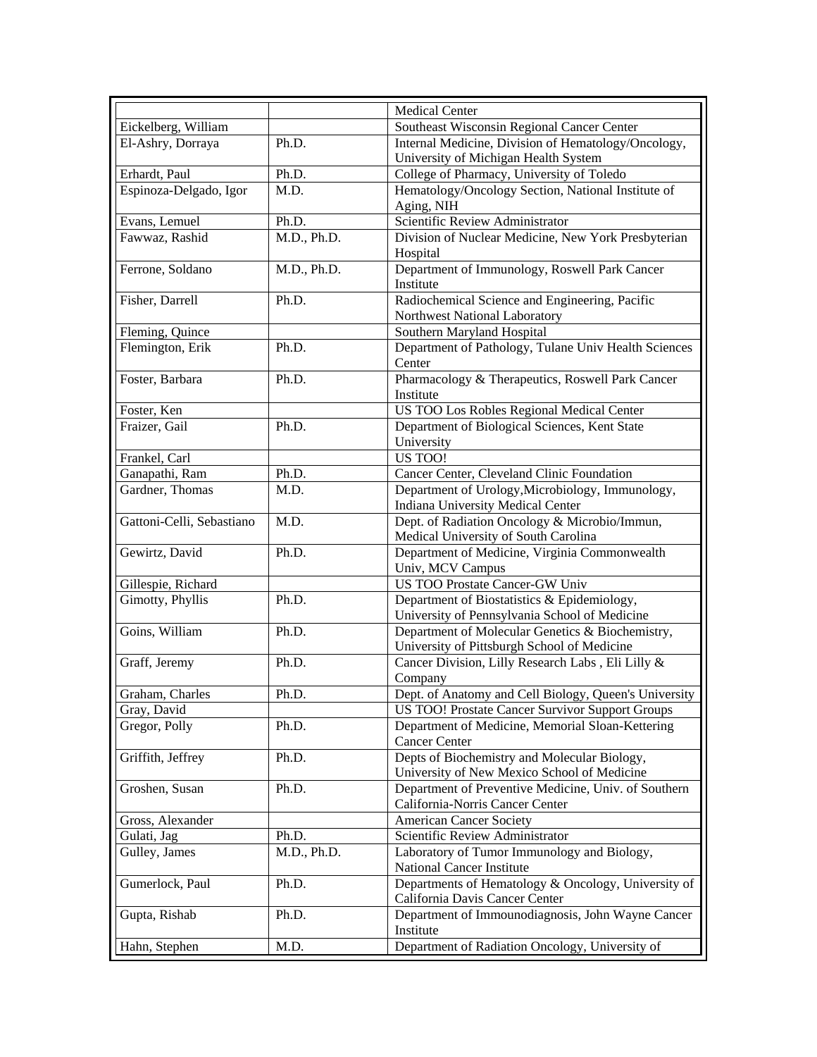| | | |
|---|---|---|
| | | Medical Center |
| Eickelberg, William | | Southeast Wisconsin Regional Cancer Center |
| El-Ashry, Dorraya | Ph.D. | Internal Medicine, Division of Hematology/Oncology, University of Michigan Health System |
| Erhardt, Paul | Ph.D. | College of Pharmacy, University of Toledo |
| Espinoza-Delgado, Igor | M.D. | Hematology/Oncology Section, National Institute of Aging, NIH |
| Evans, Lemuel | Ph.D. | Scientific Review Administrator |
| Fawwaz, Rashid | M.D., Ph.D. | Division of Nuclear Medicine, New York Presbyterian Hospital |
| Ferrone, Soldano | M.D., Ph.D. | Department of Immunology, Roswell Park Cancer Institute |
| Fisher, Darrell | Ph.D. | Radiochemical Science and Engineering, Pacific Northwest National Laboratory |
| Fleming, Quince | | Southern Maryland Hospital |
| Flemington, Erik | Ph.D. | Department of Pathology, Tulane Univ Health Sciences Center |
| Foster, Barbara | Ph.D. | Pharmacology & Therapeutics, Roswell Park Cancer Institute |
| Foster, Ken | | US TOO Los Robles Regional Medical Center |
| Fraizer, Gail | Ph.D. | Department of Biological Sciences, Kent State University |
| Frankel, Carl | | US TOO! |
| Ganapathi, Ram | Ph.D. | Cancer Center, Cleveland Clinic Foundation |
| Gardner, Thomas | M.D. | Department of Urology,Microbiology, Immunology, Indiana University Medical Center |
| Gattoni-Celli, Sebastiano | M.D. | Dept. of Radiation Oncology & Microbio/Immun, Medical University of South Carolina |
| Gewirtz, David | Ph.D. | Department of Medicine, Virginia Commonwealth Univ, MCV Campus |
| Gillespie, Richard | | US TOO Prostate Cancer-GW Univ |
| Gimotty, Phyllis | Ph.D. | Department of Biostatistics & Epidemiology, University of Pennsylvania School of Medicine |
| Goins, William | Ph.D. | Department of Molecular Genetics & Biochemistry, University of Pittsburgh School of Medicine |
| Graff, Jeremy | Ph.D. | Cancer Division, Lilly Research Labs , Eli Lilly & Company |
| Graham, Charles | Ph.D. | Dept. of Anatomy and Cell Biology, Queen's University |
| Gray, David | | US TOO! Prostate Cancer Survivor Support Groups |
| Gregor, Polly | Ph.D. | Department of Medicine, Memorial Sloan-Kettering Cancer Center |
| Griffith, Jeffrey | Ph.D. | Depts of Biochemistry and Molecular Biology, University of New Mexico School of Medicine |
| Groshen, Susan | Ph.D. | Department of Preventive Medicine, Univ. of Southern California-Norris Cancer Center |
| Gross, Alexander | | American Cancer Society |
| Gulati, Jag | Ph.D. | Scientific Review Administrator |
| Gulley, James | M.D., Ph.D. | Laboratory of Tumor Immunology and Biology, National Cancer Institute |
| Gumerlock, Paul | Ph.D. | Departments of Hematology & Oncology, University of California Davis Cancer Center |
| Gupta, Rishab | Ph.D. | Department of Immounodiagnosis, John Wayne Cancer Institute |
| Hahn, Stephen | M.D. | Department of Radiation Oncology, University of |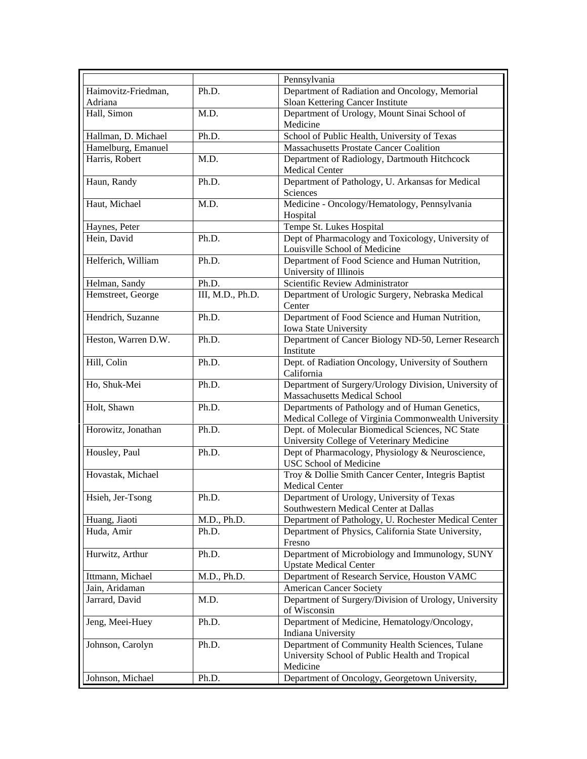| | | |
|---|---|---|
| | | Pennsylvania |
| Haimovitz-Friedman, Adriana | Ph.D. | Department of Radiation and Oncology, Memorial Sloan Kettering Cancer Institute |
| Hall, Simon | M.D. | Department of Urology, Mount Sinai School of Medicine |
| Hallman, D. Michael | Ph.D. | School of Public Health, University of Texas |
| Hamelburg, Emanuel | | Massachusetts Prostate Cancer Coalition |
| Harris, Robert | M.D. | Department of Radiology, Dartmouth Hitchcock Medical Center |
| Haun, Randy | Ph.D. | Department of Pathology, U. Arkansas for Medical Sciences |
| Haut, Michael | M.D. | Medicine - Oncology/Hematology, Pennsylvania Hospital |
| Haynes, Peter | | Tempe St. Lukes Hospital |
| Hein, David | Ph.D. | Dept of Pharmacology and Toxicology, University of Louisville School of Medicine |
| Helferich, William | Ph.D. | Department of Food Science and Human Nutrition, University of Illinois |
| Helman, Sandy | Ph.D. | Scientific Review Administrator |
| Hemstreet, George | III, M.D., Ph.D. | Department of Urologic Surgery, Nebraska Medical Center |
| Hendrich, Suzanne | Ph.D. | Department of Food Science and Human Nutrition, Iowa State University |
| Heston, Warren D.W. | Ph.D. | Department of Cancer Biology ND-50, Lerner Research Institute |
| Hill, Colin | Ph.D. | Dept. of Radiation Oncology, University of Southern California |
| Ho, Shuk-Mei | Ph.D. | Department of Surgery/Urology Division, University of Massachusetts Medical School |
| Holt, Shawn | Ph.D. | Departments of Pathology and of Human Genetics, Medical College of Virginia Commonwealth University |
| Horowitz, Jonathan | Ph.D. | Dept. of Molecular Biomedical Sciences, NC State University College of Veterinary Medicine |
| Housley, Paul | Ph.D. | Dept of Pharmacology, Physiology & Neuroscience, USC School of Medicine |
| Hovastak, Michael | | Troy & Dollie Smith Cancer Center, Integris Baptist Medical Center |
| Hsieh, Jer-Tsong | Ph.D. | Department of Urology, University of Texas Southwestern Medical Center at Dallas |
| Huang, Jiaoti | M.D., Ph.D. | Department of Pathology, U. Rochester Medical Center |
| Huda, Amir | Ph.D. | Department of Physics, California State University, Fresno |
| Hurwitz, Arthur | Ph.D. | Department of Microbiology and Immunology, SUNY Upstate Medical Center |
| Ittmann, Michael | M.D., Ph.D. | Department of Research Service, Houston VAMC |
| Jain, Aridaman | | American Cancer Society |
| Jarrard, David | M.D. | Department of Surgery/Division of Urology, University of Wisconsin |
| Jeng, Meei-Huey | Ph.D. | Department of Medicine, Hematology/Oncology, Indiana University |
| Johnson, Carolyn | Ph.D. | Department of Community Health Sciences, Tulane University School of Public Health and Tropical Medicine |
| Johnson, Michael | Ph.D. | Department of Oncology, Georgetown University, |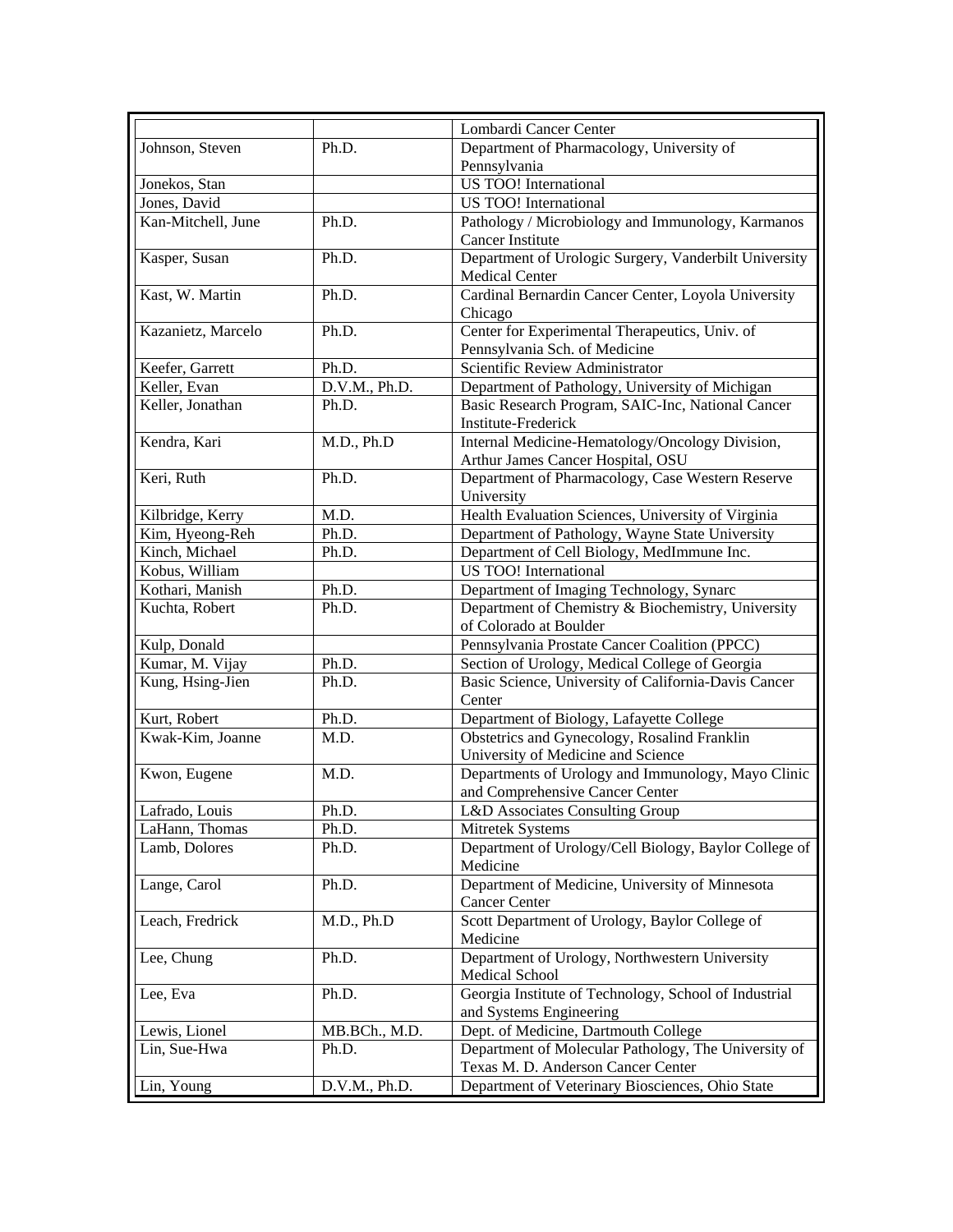| | | |
|---|---|---|
| | | Lombardi Cancer Center |
| Johnson, Steven | Ph.D. | Department of Pharmacology, University of Pennsylvania |
| Jonekos, Stan | | US TOO! International |
| Jones, David | | US TOO! International |
| Kan-Mitchell, June | Ph.D. | Pathology / Microbiology and Immunology, Karmanos Cancer Institute |
| Kasper, Susan | Ph.D. | Department of Urologic Surgery, Vanderbilt University Medical Center |
| Kast, W. Martin | Ph.D. | Cardinal Bernardin Cancer Center, Loyola University Chicago |
| Kazanietz, Marcelo | Ph.D. | Center for Experimental Therapeutics, Univ. of Pennsylvania Sch. of Medicine |
| Keefer, Garrett | Ph.D. | Scientific Review Administrator |
| Keller, Evan | D.V.M., Ph.D. | Department of Pathology, University of Michigan |
| Keller, Jonathan | Ph.D. | Basic Research Program, SAIC-Inc, National Cancer Institute-Frederick |
| Kendra, Kari | M.D., Ph.D | Internal Medicine-Hematology/Oncology Division, Arthur James Cancer Hospital, OSU |
| Keri, Ruth | Ph.D. | Department of Pharmacology, Case Western Reserve University |
| Kilbridge, Kerry | M.D. | Health Evaluation Sciences, University of Virginia |
| Kim, Hyeong-Reh | Ph.D. | Department of Pathology, Wayne State University |
| Kinch, Michael | Ph.D. | Department of Cell Biology, MedImmune Inc. |
| Kobus, William | | US TOO! International |
| Kothari, Manish | Ph.D. | Department of Imaging Technology, Synarc |
| Kuchta, Robert | Ph.D. | Department of Chemistry & Biochemistry, University of Colorado at Boulder |
| Kulp, Donald | | Pennsylvania Prostate Cancer Coalition (PPCC) |
| Kumar, M. Vijay | Ph.D. | Section of Urology, Medical College of Georgia |
| Kung, Hsing-Jien | Ph.D. | Basic Science, University of California-Davis Cancer Center |
| Kurt, Robert | Ph.D. | Department of Biology, Lafayette College |
| Kwak-Kim, Joanne | M.D. | Obstetrics and Gynecology, Rosalind Franklin University of Medicine and Science |
| Kwon, Eugene | M.D. | Departments of Urology and Immunology, Mayo Clinic and Comprehensive Cancer Center |
| Lafrado, Louis | Ph.D. | L&D Associates Consulting Group |
| LaHann, Thomas | Ph.D. | Mitretek Systems |
| Lamb, Dolores | Ph.D. | Department of Urology/Cell Biology, Baylor College of Medicine |
| Lange, Carol | Ph.D. | Department of Medicine, University of Minnesota Cancer Center |
| Leach, Fredrick | M.D., Ph.D | Scott Department of Urology, Baylor College of Medicine |
| Lee, Chung | Ph.D. | Department of Urology, Northwestern University Medical School |
| Lee, Eva | Ph.D. | Georgia Institute of Technology, School of Industrial and Systems Engineering |
| Lewis, Lionel | MB.BCh., M.D. | Dept. of Medicine, Dartmouth College |
| Lin, Sue-Hwa | Ph.D. | Department of Molecular Pathology, The University of Texas M. D. Anderson Cancer Center |
| Lin, Young | D.V.M., Ph.D. | Department of Veterinary Biosciences, Ohio State |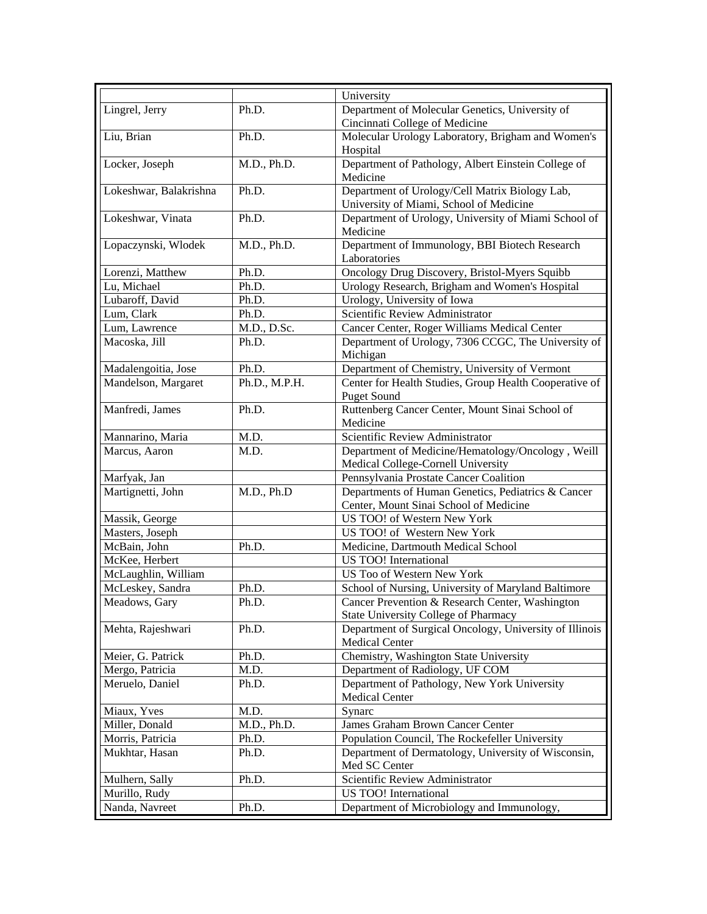| | | |
|---|---|---|
| | | University |
| Lingrel, Jerry | Ph.D. | Department of Molecular Genetics, University of Cincinnati College of Medicine |
| Liu, Brian | Ph.D. | Molecular Urology Laboratory, Brigham and Women's Hospital |
| Locker, Joseph | M.D., Ph.D. | Department of Pathology, Albert Einstein College of Medicine |
| Lokeshwar, Balakrishna | Ph.D. | Department of Urology/Cell Matrix Biology Lab, University of Miami, School of Medicine |
| Lokeshwar, Vinata | Ph.D. | Department of Urology, University of Miami School of Medicine |
| Lopaczynski, Wlodek | M.D., Ph.D. | Department of Immunology, BBI Biotech Research Laboratories |
| Lorenzi, Matthew | Ph.D. | Oncology Drug Discovery, Bristol-Myers Squibb |
| Lu, Michael | Ph.D. | Urology Research, Brigham and Women's Hospital |
| Lubaroff, David | Ph.D. | Urology, University of Iowa |
| Lum, Clark | Ph.D. | Scientific Review Administrator |
| Lum, Lawrence | M.D., D.Sc. | Cancer Center, Roger Williams Medical Center |
| Macoska, Jill | Ph.D. | Department of Urology, 7306 CCGC, The University of Michigan |
| Madalengoitia, Jose | Ph.D. | Department of Chemistry, University of Vermont |
| Mandelson, Margaret | Ph.D., M.P.H. | Center for Health Studies, Group Health Cooperative of Puget Sound |
| Manfredi, James | Ph.D. | Ruttenberg Cancer Center, Mount Sinai School of Medicine |
| Mannarino, Maria | M.D. | Scientific Review Administrator |
| Marcus, Aaron | M.D. | Department of Medicine/Hematology/Oncology , Weill Medical College-Cornell University |
| Marfyak, Jan | | Pennsylvania Prostate Cancer Coalition |
| Martignetti, John | M.D., Ph.D | Departments of Human Genetics, Pediatrics & Cancer Center, Mount Sinai School of Medicine |
| Massik, George | | US TOO! of Western New York |
| Masters, Joseph | | US TOO! of Western New York |
| McBain, John | Ph.D. | Medicine, Dartmouth Medical School |
| McKee, Herbert | | US TOO! International |
| McLaughlin, William | | US Too of Western New York |
| McLeskey, Sandra | Ph.D. | School of Nursing, University of Maryland Baltimore |
| Meadows, Gary | Ph.D. | Cancer Prevention & Research Center, Washington State University College of Pharmacy |
| Mehta, Rajeshwari | Ph.D. | Department of Surgical Oncology, University of Illinois Medical Center |
| Meier, G. Patrick | Ph.D. | Chemistry, Washington State University |
| Mergo, Patricia | M.D. | Department of Radiology, UF COM |
| Meruelo, Daniel | Ph.D. | Department of Pathology, New York University Medical Center |
| Miaux, Yves | M.D. | Synarc |
| Miller, Donald | M.D., Ph.D. | James Graham Brown Cancer Center |
| Morris, Patricia | Ph.D. | Population Council, The Rockefeller University |
| Mukhtar, Hasan | Ph.D. | Department of Dermatology, University of Wisconsin, Med SC Center |
| Mulhern, Sally | Ph.D. | Scientific Review Administrator |
| Murillo, Rudy | | US TOO! International |
| Nanda, Navreet | Ph.D. | Department of Microbiology and Immunology, |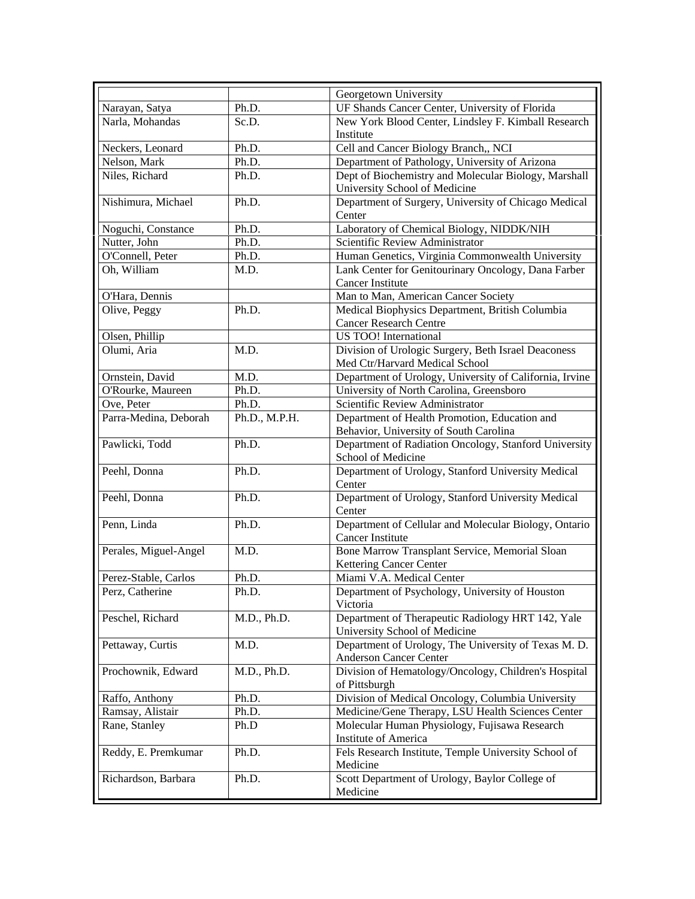| | | |
|---|---|---|
| | | Georgetown University |
| Narayan, Satya | Ph.D. | UF Shands Cancer Center, University of Florida |
| Narla, Mohandas | Sc.D. | New York Blood Center, Lindsley F. Kimball Research Institute |
| Neckers, Leonard | Ph.D. | Cell and Cancer Biology Branch,, NCI |
| Nelson, Mark | Ph.D. | Department of Pathology, University of Arizona |
| Niles, Richard | Ph.D. | Dept of Biochemistry and Molecular Biology, Marshall University School of Medicine |
| Nishimura, Michael | Ph.D. | Department of Surgery, University of Chicago Medical Center |
| Noguchi, Constance | Ph.D. | Laboratory of Chemical Biology, NIDDK/NIH |
| Nutter, John | Ph.D. | Scientific Review Administrator |
| O'Connell, Peter | Ph.D. | Human Genetics, Virginia Commonwealth University |
| Oh, William | M.D. | Lank Center for Genitourinary Oncology, Dana Farber Cancer Institute |
| O'Hara, Dennis | | Man to Man, American Cancer Society |
| Olive, Peggy | Ph.D. | Medical Biophysics Department, British Columbia Cancer Research Centre |
| Olsen, Phillip | | US TOO! International |
| Olumi, Aria | M.D. | Division of Urologic Surgery, Beth Israel Deaconess Med Ctr/Harvard Medical School |
| Ornstein, David | M.D. | Department of Urology, University of California, Irvine |
| O'Rourke, Maureen | Ph.D. | University of North Carolina, Greensboro |
| Ove, Peter | Ph.D. | Scientific Review Administrator |
| Parra-Medina, Deborah | Ph.D., M.P.H. | Department of Health Promotion, Education and Behavior, University of South Carolina |
| Pawlicki, Todd | Ph.D. | Department of Radiation Oncology, Stanford University School of Medicine |
| Peehl, Donna | Ph.D. | Department of Urology, Stanford University Medical Center |
| Peehl, Donna | Ph.D. | Department of Urology, Stanford University Medical Center |
| Penn, Linda | Ph.D. | Department of Cellular and Molecular Biology, Ontario Cancer Institute |
| Perales, Miguel-Angel | M.D. | Bone Marrow Transplant Service, Memorial Sloan Kettering Cancer Center |
| Perez-Stable, Carlos | Ph.D. | Miami V.A. Medical Center |
| Perz, Catherine | Ph.D. | Department of Psychology, University of Houston Victoria |
| Peschel, Richard | M.D., Ph.D. | Department of Therapeutic Radiology HRT 142, Yale University School of Medicine |
| Pettaway, Curtis | M.D. | Department of Urology, The University of Texas M. D. Anderson Cancer Center |
| Prochownik, Edward | M.D., Ph.D. | Division of Hematology/Oncology, Children's Hospital of Pittsburgh |
| Raffo, Anthony | Ph.D. | Division of Medical Oncology, Columbia University |
| Ramsay, Alistair | Ph.D. | Medicine/Gene Therapy, LSU Health Sciences Center |
| Rane, Stanley | Ph.D | Molecular Human Physiology, Fujisawa Research Institute of America |
| Reddy, E. Premkumar | Ph.D. | Fels Research Institute, Temple University School of Medicine |
| Richardson, Barbara | Ph.D. | Scott Department of Urology, Baylor College of Medicine |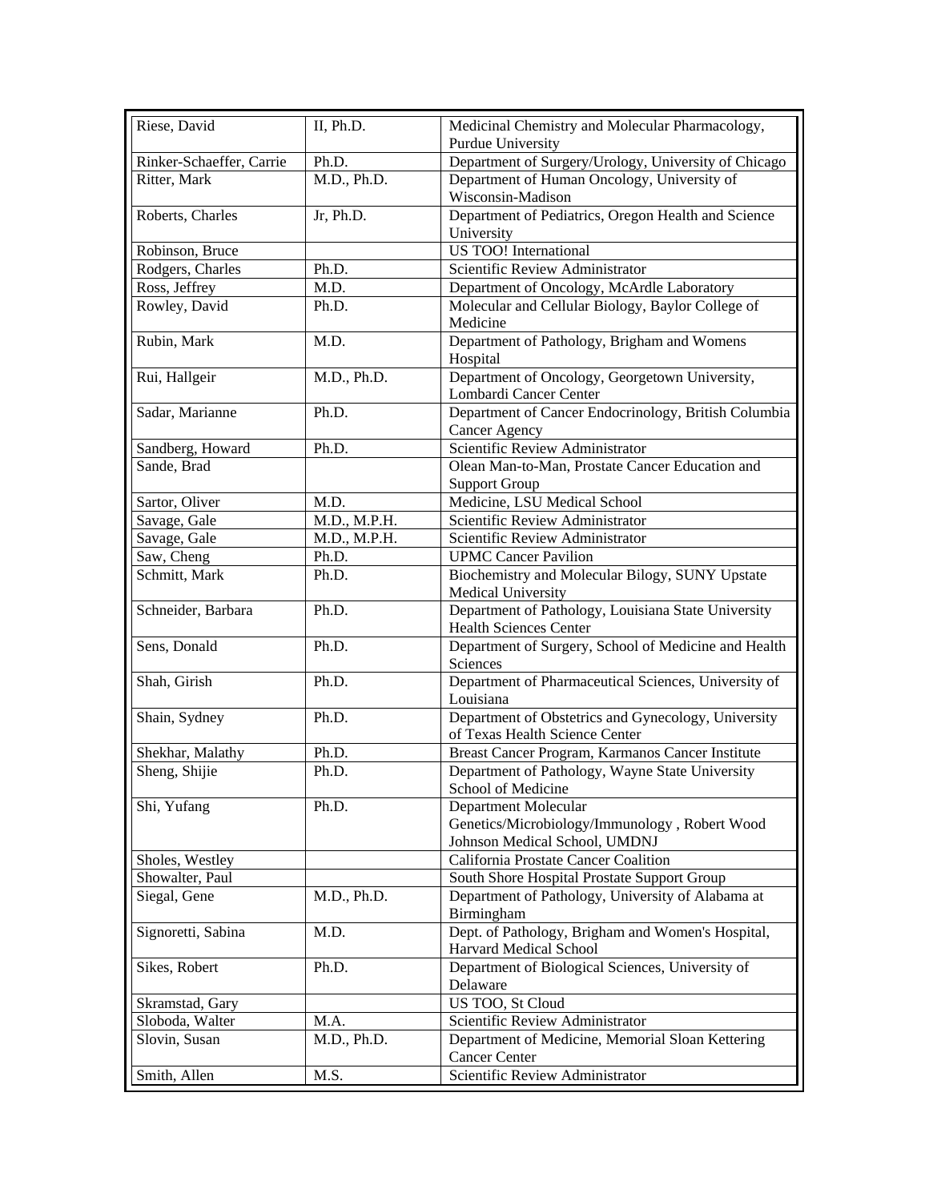| | | |
|---|---|---|
| Riese, David | II, Ph.D. | Medicinal Chemistry and Molecular Pharmacology, Purdue University |
| Rinker-Schaeffer, Carrie | Ph.D. | Department of Surgery/Urology, University of Chicago |
| Ritter, Mark | M.D., Ph.D. | Department of Human Oncology, University of Wisconsin-Madison |
| Roberts, Charles | Jr, Ph.D. | Department of Pediatrics, Oregon Health and Science University |
| Robinson, Bruce | | US TOO! International |
| Rodgers, Charles | Ph.D. | Scientific Review Administrator |
| Ross, Jeffrey | M.D. | Department of Oncology, McArdle Laboratory |
| Rowley, David | Ph.D. | Molecular and Cellular Biology, Baylor College of Medicine |
| Rubin, Mark | M.D. | Department of Pathology, Brigham and Womens Hospital |
| Rui, Hallgeir | M.D., Ph.D. | Department of Oncology, Georgetown University, Lombardi Cancer Center |
| Sadar, Marianne | Ph.D. | Department of Cancer Endocrinology, British Columbia Cancer Agency |
| Sandberg, Howard | Ph.D. | Scientific Review Administrator |
| Sande, Brad | | Olean Man-to-Man, Prostate Cancer Education and Support Group |
| Sartor, Oliver | M.D. | Medicine, LSU Medical School |
| Savage, Gale | M.D., M.P.H. | Scientific Review Administrator |
| Savage, Gale | M.D., M.P.H. | Scientific Review Administrator |
| Saw, Cheng | Ph.D. | UPMC Cancer Pavilion |
| Schmitt, Mark | Ph.D. | Biochemistry and Molecular Bilogy, SUNY Upstate Medical University |
| Schneider, Barbara | Ph.D. | Department of Pathology, Louisiana State University Health Sciences Center |
| Sens, Donald | Ph.D. | Department of Surgery, School of Medicine and Health Sciences |
| Shah, Girish | Ph.D. | Department of Pharmaceutical Sciences, University of Louisiana |
| Shain, Sydney | Ph.D. | Department of Obstetrics and Gynecology, University of Texas Health Science Center |
| Shekhar, Malathy | Ph.D. | Breast Cancer Program, Karmanos Cancer Institute |
| Sheng, Shijie | Ph.D. | Department of Pathology, Wayne State University School of Medicine |
| Shi, Yufang | Ph.D. | Department Molecular Genetics/Microbiology/Immunology , Robert Wood Johnson Medical School, UMDNJ |
| Sholes, Westley | | California Prostate Cancer Coalition |
| Showalter, Paul | | South Shore Hospital Prostate Support Group |
| Siegal, Gene | M.D., Ph.D. | Department of Pathology, University of Alabama at Birmingham |
| Signoretti, Sabina | M.D. | Dept. of Pathology, Brigham and Women's Hospital, Harvard Medical School |
| Sikes, Robert | Ph.D. | Department of Biological Sciences, University of Delaware |
| Skramstad, Gary | | US TOO, St Cloud |
| Sloboda, Walter | M.A. | Scientific Review Administrator |
| Slovin, Susan | M.D., Ph.D. | Department of Medicine, Memorial Sloan Kettering Cancer Center |
| Smith, Allen | M.S. | Scientific Review Administrator |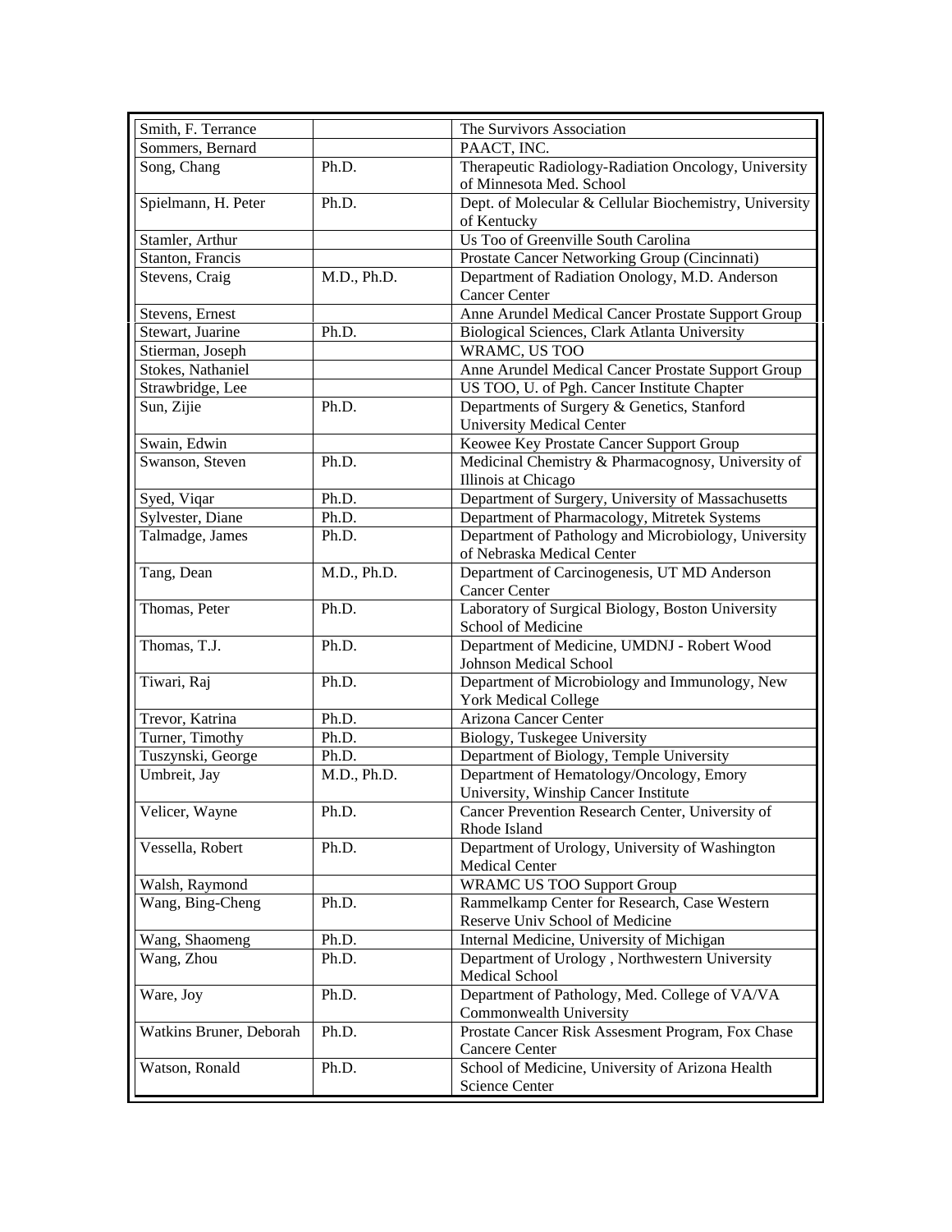| Smith, F. Terrance | | The Survivors Association |
|---|---|---|
| Sommers, Bernard | | PAACT, INC. |
| Song, Chang | Ph.D. | Therapeutic Radiology-Radiation Oncology, University of Minnesota Med. School |
| Spielmann, H. Peter | Ph.D. | Dept. of Molecular & Cellular Biochemistry, University of Kentucky |
| Stamler, Arthur | | Us Too of Greenville South Carolina |
| Stanton, Francis | | Prostate Cancer Networking Group (Cincinnati) |
| Stevens, Craig | M.D., Ph.D. | Department of Radiation Onology, M.D. Anderson Cancer Center |
| Stevens, Ernest | | Anne Arundel Medical Cancer Prostate Support Group |
| Stewart, Juarine | Ph.D. | Biological Sciences, Clark Atlanta University |
| Stierman, Joseph | | WRAMC, US TOO |
| Stokes, Nathaniel | | Anne Arundel Medical Cancer Prostate Support Group |
| Strawbridge, Lee | | US TOO, U. of Pgh. Cancer Institute Chapter |
| Sun, Zijie | Ph.D. | Departments of Surgery & Genetics, Stanford University Medical Center |
| Swain, Edwin | | Keowee Key Prostate Cancer Support Group |
| Swanson, Steven | Ph.D. | Medicinal Chemistry & Pharmacognosy, University of Illinois at Chicago |
| Syed, Viqar | Ph.D. | Department of Surgery, University of Massachusetts |
| Sylvester, Diane | Ph.D. | Department of Pharmacology, Mitretek Systems |
| Talmadge, James | Ph.D. | Department of Pathology and Microbiology, University of Nebraska Medical Center |
| Tang, Dean | M.D., Ph.D. | Department of Carcinogenesis, UT MD Anderson Cancer Center |
| Thomas, Peter | Ph.D. | Laboratory of Surgical Biology, Boston University School of Medicine |
| Thomas, T.J. | Ph.D. | Department of Medicine, UMDNJ - Robert Wood Johnson Medical School |
| Tiwari, Raj | Ph.D. | Department of Microbiology and Immunology, New York Medical College |
| Trevor, Katrina | Ph.D. | Arizona Cancer Center |
| Turner, Timothy | Ph.D. | Biology, Tuskegee University |
| Tuszynski, George | Ph.D. | Department of Biology, Temple University |
| Umbreit, Jay | M.D., Ph.D. | Department of Hematology/Oncology, Emory University, Winship Cancer Institute |
| Velicer, Wayne | Ph.D. | Cancer Prevention Research Center, University of Rhode Island |
| Vessella, Robert | Ph.D. | Department of Urology, University of Washington Medical Center |
| Walsh, Raymond | | WRAMC US TOO Support Group |
| Wang, Bing-Cheng | Ph.D. | Rammelkamp Center for Research, Case Western Reserve Univ School of Medicine |
| Wang, Shaomeng | Ph.D. | Internal Medicine, University of Michigan |
| Wang, Zhou | Ph.D. | Department of Urology , Northwestern University Medical School |
| Ware, Joy | Ph.D. | Department of Pathology, Med. College of VA/VA Commonwealth University |
| Watkins Bruner, Deborah | Ph.D. | Prostate Cancer Risk Assesment Program, Fox Chase Cancere Center |
| Watson, Ronald | Ph.D. | School of Medicine, University of Arizona Health Science Center |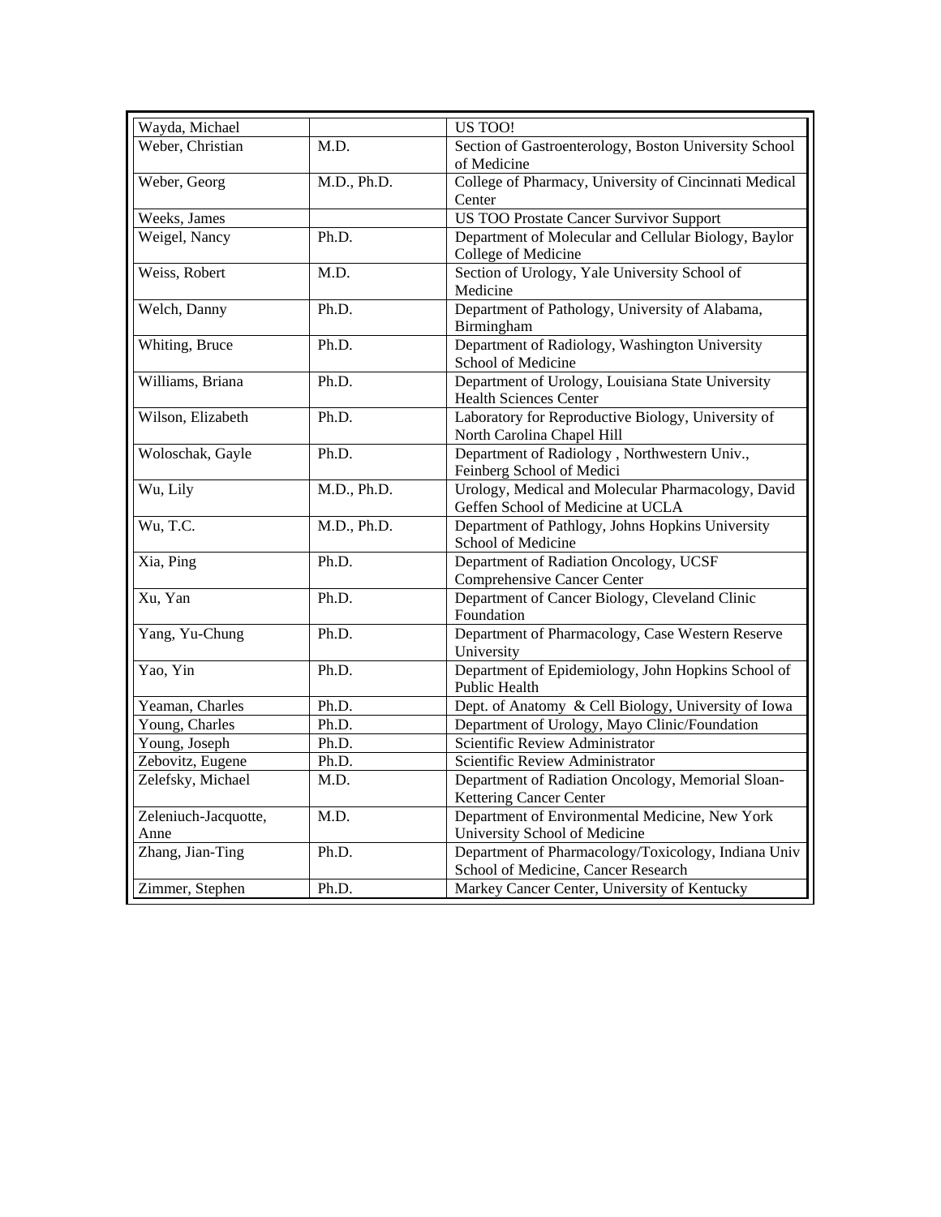| | | |
|---|---|---|
| Wayda, Michael | | US TOO! |
| Weber, Christian | M.D. | Section of Gastroenterology, Boston University School of Medicine |
| Weber, Georg | M.D., Ph.D. | College of Pharmacy, University of Cincinnati Medical Center |
| Weeks, James | | US TOO Prostate Cancer Survivor Support |
| Weigel, Nancy | Ph.D. | Department of Molecular and Cellular Biology, Baylor College of Medicine |
| Weiss, Robert | M.D. | Section of Urology, Yale University School of Medicine |
| Welch, Danny | Ph.D. | Department of Pathology, University of Alabama, Birmingham |
| Whiting, Bruce | Ph.D. | Department of Radiology, Washington University School of Medicine |
| Williams, Briana | Ph.D. | Department of Urology, Louisiana State University Health Sciences Center |
| Wilson, Elizabeth | Ph.D. | Laboratory for Reproductive Biology, University of North Carolina Chapel Hill |
| Woloschak, Gayle | Ph.D. | Department of Radiology , Northwestern Univ., Feinberg School of Medici |
| Wu, Lily | M.D., Ph.D. | Urology, Medical and Molecular Pharmacology, David Geffen School of Medicine at UCLA |
| Wu, T.C. | M.D., Ph.D. | Department of Pathlogy, Johns Hopkins University School of Medicine |
| Xia, Ping | Ph.D. | Department of Radiation Oncology, UCSF Comprehensive Cancer Center |
| Xu, Yan | Ph.D. | Department of Cancer Biology, Cleveland Clinic Foundation |
| Yang, Yu-Chung | Ph.D. | Department of Pharmacology, Case Western Reserve University |
| Yao, Yin | Ph.D. | Department of Epidemiology, John Hopkins School of Public Health |
| Yeaman, Charles | Ph.D. | Dept. of Anatomy & Cell Biology, University of Iowa |
| Young, Charles | Ph.D. | Department of Urology, Mayo Clinic/Foundation |
| Young, Joseph | Ph.D. | Scientific Review Administrator |
| Zebovitz, Eugene | Ph.D. | Scientific Review Administrator |
| Zelefsky, Michael | M.D. | Department of Radiation Oncology, Memorial Sloan-Kettering Cancer Center |
| Zeleniuch-Jacquotte, Anne | M.D. | Department of Environmental Medicine, New York University School of Medicine |
| Zhang, Jian-Ting | Ph.D. | Department of Pharmacology/Toxicology, Indiana Univ School of Medicine, Cancer Research |
| Zimmer, Stephen | Ph.D. | Markey Cancer Center, University of Kentucky |